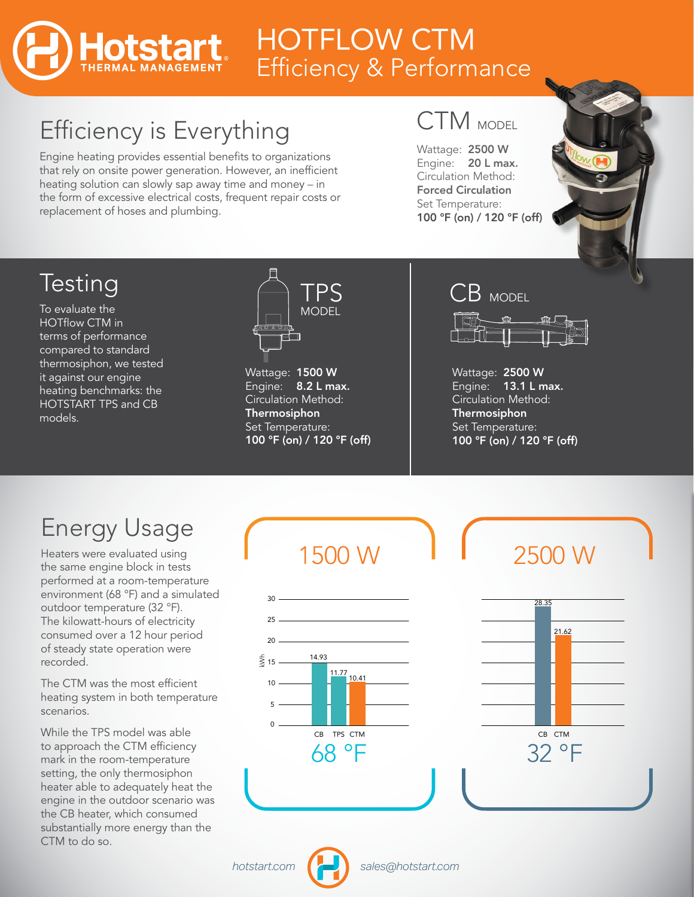# HOTFLOW CTM
## Efficiency & Performance

## Efficiency is Everything

Engine heating provides essential benefits to organizations that rely on onsite power generation. However, an inefficient heating solution can slowly sap away time and money – in the form of excessive electrical costs, frequent repair costs or replacement of hoses and plumbing.

### CTM MODEL

Wattage: **2500 W**
Engine: **20 L max.**
Circulation Method:
**Forced Circulation**
Set Temperature:
**100 °F (on) / 120 °F (off)**

## Testing

To evaluate the HOTflow CTM in terms of performance compared to standard thermosiphon, we tested it against our engine heating benchmarks: the HOTSTART TPS and CB models.

### TPS MODEL

Wattage: **1500 W**
Engine: **8.2 L max.**
Circulation Method:
**Thermosiphon**
Set Temperature:
**100 °F (on) / 120 °F (off)**

### CB MODEL

Wattage: **2500 W**
Engine: **13.1 L max.**
Circulation Method:
**Thermosiphon**
Set Temperature:
**100 °F (on) / 120 °F (off)**

## Energy Usage

Heaters were evaluated using the same engine block in tests performed at a room-temperature environment (68 °F) and a simulated outdoor temperature (32 °F). The kilowatt-hours of electricity consumed over a 12 hour period of steady state operation were recorded.

The CTM was the most efficient heating system in both temperature scenarios.

While the TPS model was able to approach the CTM efficiency mark in the room-temperature setting, the only thermosiphon heater able to adequately heat the engine in the outdoor scenario was the CB heater, which consumed substantially more energy than the CTM to do so.

**1500 W – 68 °F (kWh)**

| CB | TPS | CTM |
|---|---|---|
| 14.93 | 11.77 | 10.41 |

**2500 W – 32 °F (kWh)**

| CB | CTM |
|---|---|
| 28.35 | 21.62 |

hotstart.com | sales@hotstart.com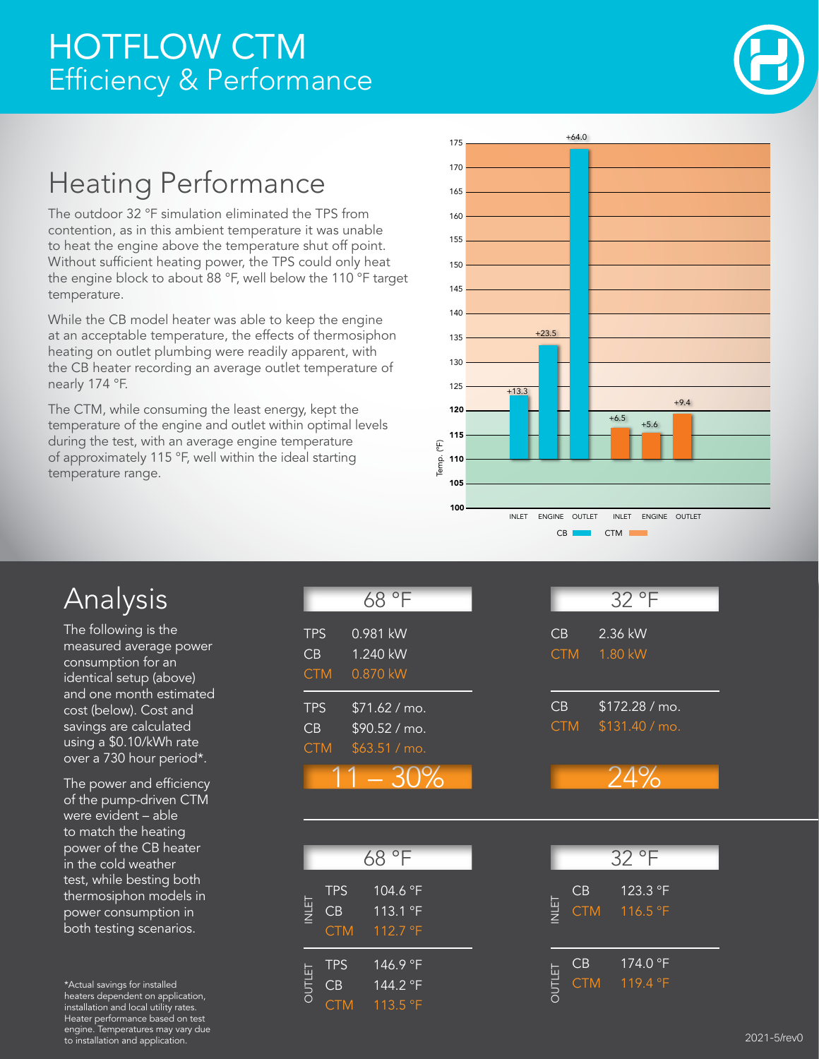# HOTFLOW CTM
## Efficiency & Performance

## Heating Performance

The outdoor 32 °F simulation eliminated the TPS from contention, as in this ambient temperature it was unable to heat the engine above the temperature shut off point. Without sufficient heating power, the TPS could only heat the engine block to about 88 °F, well below the 110 °F target temperature.

While the CB model heater was able to keep the engine at an acceptable temperature, the effects of thermosiphon heating on outlet plumbing were readily apparent, with the CB heater recording an average outlet temperature of nearly 174 °F.

The CTM, while consuming the least energy, kept the temperature of the engine and outlet within optimal levels during the test, with an average engine temperature of approximately 115 °F, well within the ideal starting temperature range.

Temp. (°F)
175
170
165
160
155
150
145
140
135
130
125
120
115
110
105
100
+13.3
+23.5
+64.0
+6.5
+5.6
+9.4
INLET ENGINE OUTLET INLET ENGINE OUTLET
CB CTM

## Analysis

The following is the measured average power consumption for an identical setup (above) and one month estimated cost (below). Cost and savings are calculated using a $0.10/kWh rate over a 730 hour period*.

The power and efficiency of the pump-driven CTM were evident – able to match the heating power of the CB heater in the cold weather test, while besting both thermosiphon models in power consumption in both testing scenarios.

| 68 °F | | 32 °F | |
|---|---|---|---|
| TPS | 0.981 kW | CB | 2.36 kW |
| CB | 1.240 kW | CTM | 1.80 kW |
| CTM | 0.870 kW | | |
| TPS | $71.62 / mo. | CB | $172.28 / mo. |
| CB | $90.52 / mo. | CTM | $131.40 / mo. |
| CTM | $63.51 / mo. | | |
| 11 – 30% | | 24% | |

| 68 °F | | | 32 °F | | |
|---|---|---|---|---|---|
| INLET | TPS | 104.6 °F | INLET | CB | 123.3 °F |
| | CB | 113.1 °F | | CTM | 116.5 °F |
| | CTM | 112.7 °F | | | |
| OUTLET | TPS | 146.9 °F | OUTLET | CB | 174.0 °F |
| | CB | 144.2 °F | | CTM | 119.4 °F |
| | CTM | 113.5 °F | | | |

*Actual savings for installed heaters dependent on application, installation and local utility rates. Heater performance based on test engine. Temperatures may vary due to installation and application.

2021-5/rev0